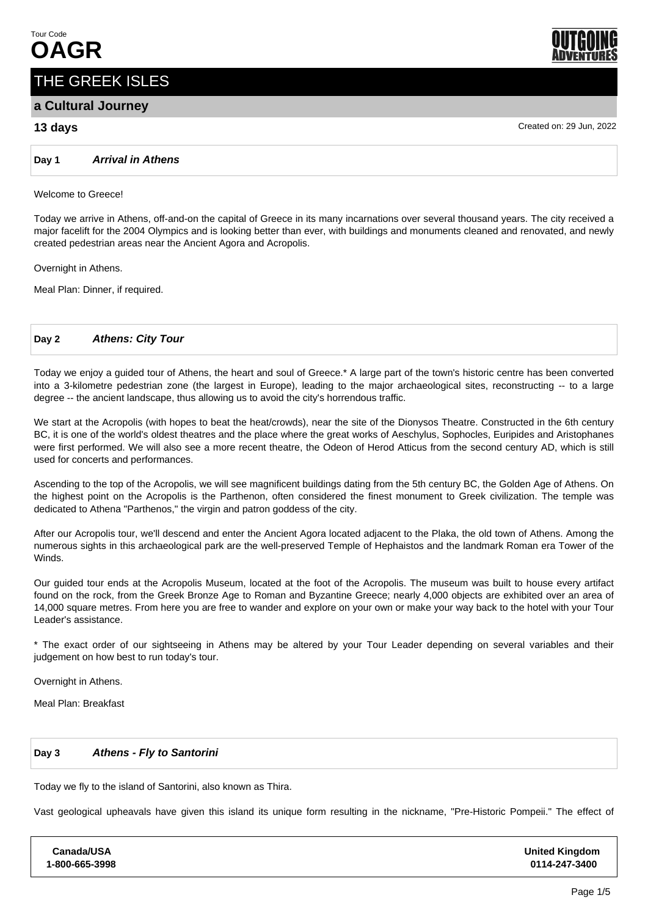Tour Code

# OAGR

## THE GREEK ISLES

### a Cultural Journey

**13 days**

Created on: 29 Jun, 2022

**Day 1** ***Arrival in Athens***

Welcome to Greece!

Today we arrive in Athens, off-and-on the capital of Greece in its many incarnations over several thousand years. The city received a major facelift for the 2004 Olympics and is looking better than ever, with buildings and monuments cleaned and renovated, and newly created pedestrian areas near the Ancient Agora and Acropolis.

Overnight in Athens.

Meal Plan: Dinner, if required.

**Day 2** ***Athens: City Tour***

Today we enjoy a guided tour of Athens, the heart and soul of Greece.* A large part of the town's historic centre has been converted into a 3-kilometre pedestrian zone (the largest in Europe), leading to the major archaeological sites, reconstructing -- to a large degree -- the ancient landscape, thus allowing us to avoid the city's horrendous traffic.

We start at the Acropolis (with hopes to beat the heat/crowds), near the site of the Dionysos Theatre. Constructed in the 6th century BC, it is one of the world's oldest theatres and the place where the great works of Aeschylus, Sophocles, Euripides and Aristophanes were first performed. We will also see a more recent theatre, the Odeon of Herod Atticus from the second century AD, which is still used for concerts and performances.

Ascending to the top of the Acropolis, we will see magnificent buildings dating from the 5th century BC, the Golden Age of Athens. On the highest point on the Acropolis is the Parthenon, often considered the finest monument to Greek civilization. The temple was dedicated to Athena "Parthenos," the virgin and patron goddess of the city.

After our Acropolis tour, we'll descend and enter the Ancient Agora located adjacent to the Plaka, the old town of Athens. Among the numerous sights in this archaeological park are the well-preserved Temple of Hephaistos and the landmark Roman era Tower of the Winds.

Our guided tour ends at the Acropolis Museum, located at the foot of the Acropolis. The museum was built to house every artifact found on the rock, from the Greek Bronze Age to Roman and Byzantine Greece; nearly 4,000 objects are exhibited over an area of 14,000 square metres. From here you are free to wander and explore on your own or make your way back to the hotel with your Tour Leader's assistance.

* The exact order of our sightseeing in Athens may be altered by your Tour Leader depending on several variables and their judgement on how best to run today's tour.

Overnight in Athens.

Meal Plan: Breakfast

**Day 3** ***Athens - Fly to Santorini***

Today we fly to the island of Santorini, also known as Thira.

Vast geological upheavals have given this island its unique form resulting in the nickname, "Pre-Historic Pompeii." The effect of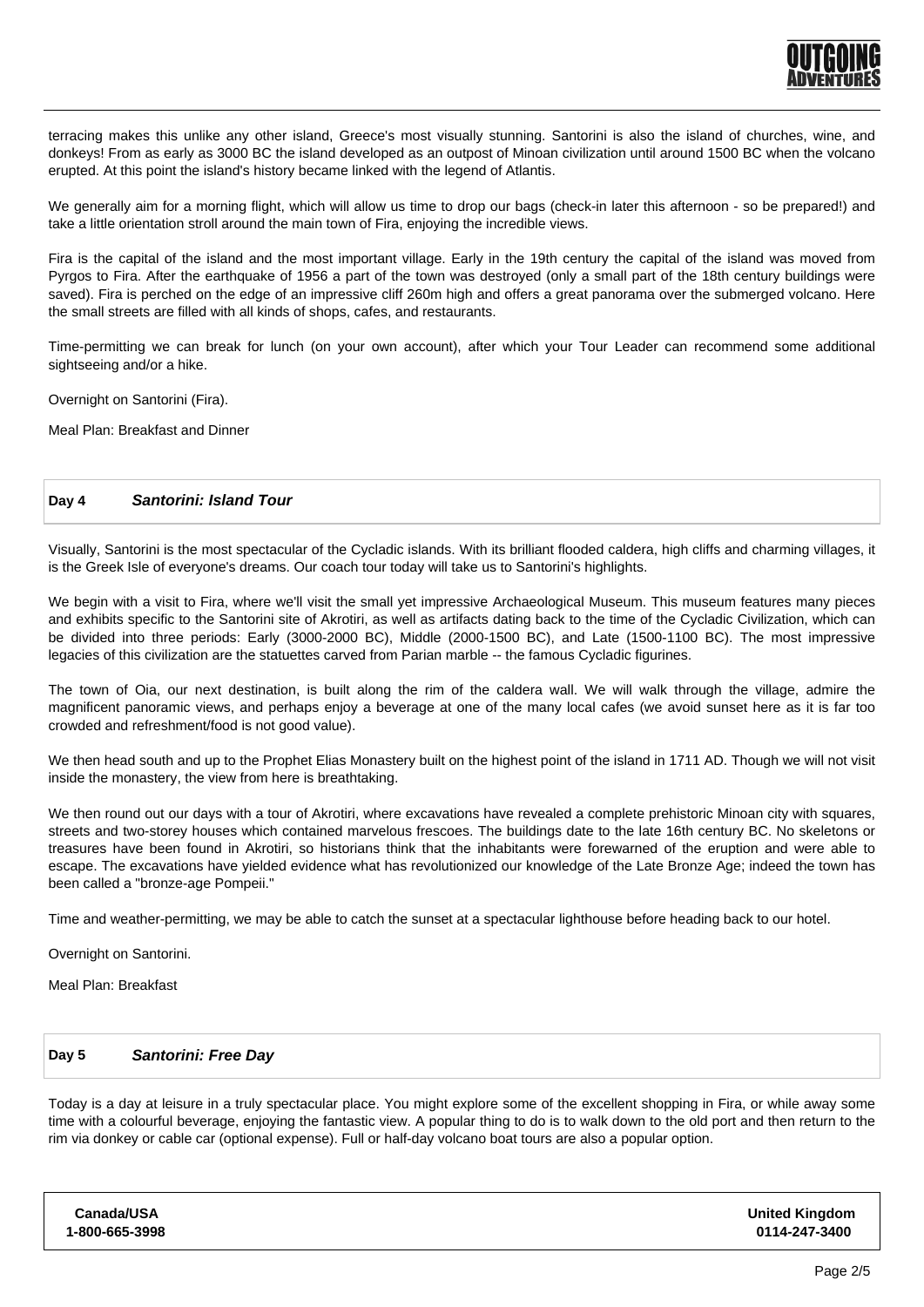terracing makes this unlike any other island, Greece's most visually stunning. Santorini is also the island of churches, wine, and donkeys! From as early as 3000 BC the island developed as an outpost of Minoan civilization until around 1500 BC when the volcano erupted. At this point the island's history became linked with the legend of Atlantis.

We generally aim for a morning flight, which will allow us time to drop our bags (check-in later this afternoon - so be prepared!) and take a little orientation stroll around the main town of Fira, enjoying the incredible views.

Fira is the capital of the island and the most important village. Early in the 19th century the capital of the island was moved from Pyrgos to Fira. After the earthquake of 1956 a part of the town was destroyed (only a small part of the 18th century buildings were saved). Fira is perched on the edge of an impressive cliff 260m high and offers a great panorama over the submerged volcano. Here the small streets are filled with all kinds of shops, cafes, and restaurants.

Time-permitting we can break for lunch (on your own account), after which your Tour Leader can recommend some additional sightseeing and/or a hike.

Overnight on Santorini (Fira).

Meal Plan: Breakfast and Dinner

## Day 4 *Santorini: Island Tour*

Visually, Santorini is the most spectacular of the Cycladic islands. With its brilliant flooded caldera, high cliffs and charming villages, it is the Greek Isle of everyone's dreams. Our coach tour today will take us to Santorini's highlights.

We begin with a visit to Fira, where we'll visit the small yet impressive Archaeological Museum. This museum features many pieces and exhibits specific to the Santorini site of Akrotiri, as well as artifacts dating back to the time of the Cycladic Civilization, which can be divided into three periods: Early (3000-2000 BC), Middle (2000-1500 BC), and Late (1500-1100 BC). The most impressive legacies of this civilization are the statuettes carved from Parian marble -- the famous Cycladic figurines.

The town of Oia, our next destination, is built along the rim of the caldera wall. We will walk through the village, admire the magnificent panoramic views, and perhaps enjoy a beverage at one of the many local cafes (we avoid sunset here as it is far too crowded and refreshment/food is not good value).

We then head south and up to the Prophet Elias Monastery built on the highest point of the island in 1711 AD. Though we will not visit inside the monastery, the view from here is breathtaking.

We then round out our days with a tour of Akrotiri, where excavations have revealed a complete prehistoric Minoan city with squares, streets and two-storey houses which contained marvelous frescoes. The buildings date to the late 16th century BC. No skeletons or treasures have been found in Akrotiri, so historians think that the inhabitants were forewarned of the eruption and were able to escape. The excavations have yielded evidence what has revolutionized our knowledge of the Late Bronze Age; indeed the town has been called a "bronze-age Pompeii."

Time and weather-permitting, we may be able to catch the sunset at a spectacular lighthouse before heading back to our hotel.

Overnight on Santorini.

Meal Plan: Breakfast

## Day 5 *Santorini: Free Day*

Today is a day at leisure in a truly spectacular place. You might explore some of the excellent shopping in Fira, or while away some time with a colourful beverage, enjoying the fantastic view. A popular thing to do is to walk down to the old port and then return to the rim via donkey or cable car (optional expense). Full or half-day volcano boat tours are also a popular option.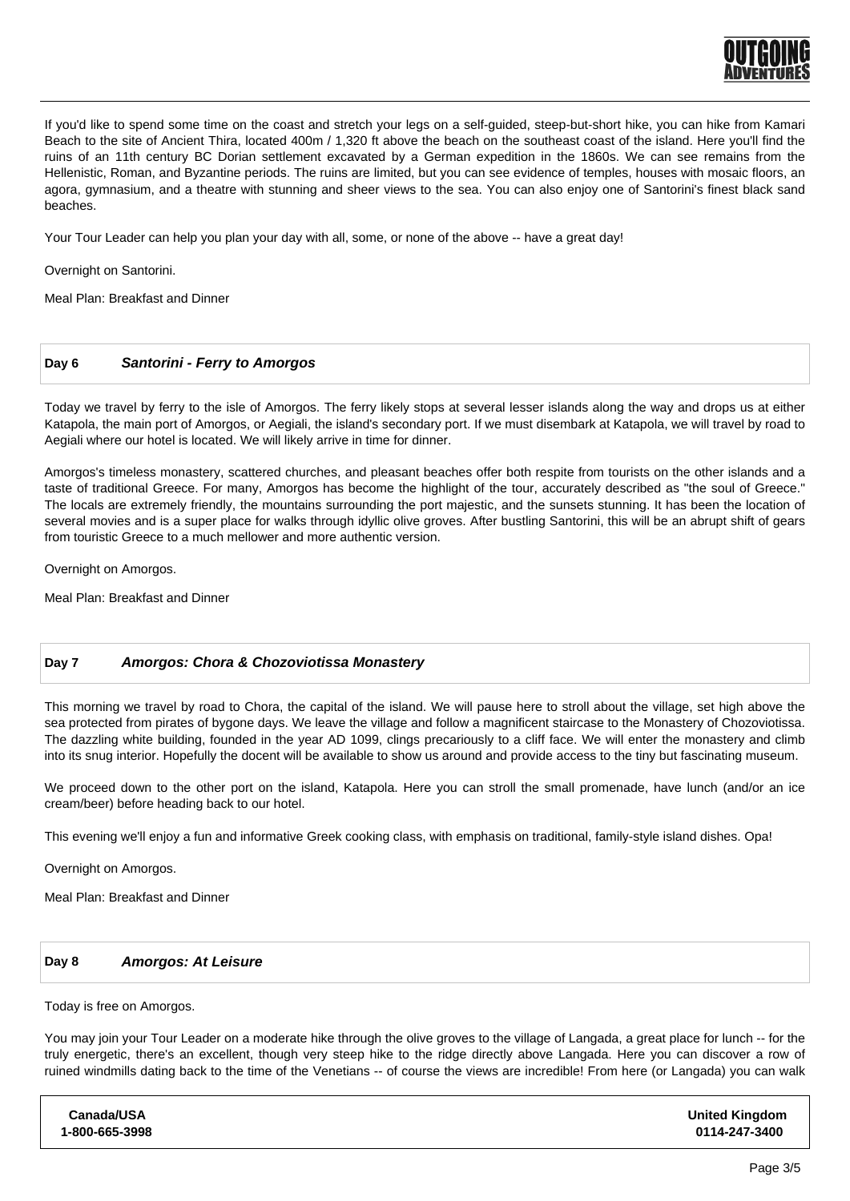If you'd like to spend some time on the coast and stretch your legs on a self-guided, steep-but-short hike, you can hike from Kamari Beach to the site of Ancient Thira, located 400m / 1,320 ft above the beach on the southeast coast of the island. Here you'll find the ruins of an 11th century BC Dorian settlement excavated by a German expedition in the 1860s. We can see remains from the Hellenistic, Roman, and Byzantine periods. The ruins are limited, but you can see evidence of temples, houses with mosaic floors, an agora, gymnasium, and a theatre with stunning and sheer views to the sea. You can also enjoy one of Santorini's finest black sand beaches.

Your Tour Leader can help you plan your day with all, some, or none of the above -- have a great day!

Overnight on Santorini.

Meal Plan: Breakfast and Dinner

## Day 6 *Santorini - Ferry to Amorgos*

Today we travel by ferry to the isle of Amorgos. The ferry likely stops at several lesser islands along the way and drops us at either Katapola, the main port of Amorgos, or Aegiali, the island's secondary port. If we must disembark at Katapola, we will travel by road to Aegiali where our hotel is located. We will likely arrive in time for dinner.

Amorgos's timeless monastery, scattered churches, and pleasant beaches offer both respite from tourists on the other islands and a taste of traditional Greece. For many, Amorgos has become the highlight of the tour, accurately described as "the soul of Greece." The locals are extremely friendly, the mountains surrounding the port majestic, and the sunsets stunning. It has been the location of several movies and is a super place for walks through idyllic olive groves. After bustling Santorini, this will be an abrupt shift of gears from touristic Greece to a much mellower and more authentic version.

Overnight on Amorgos.

Meal Plan: Breakfast and Dinner

## Day 7 *Amorgos: Chora & Chozoviotissa Monastery*

This morning we travel by road to Chora, the capital of the island. We will pause here to stroll about the village, set high above the sea protected from pirates of bygone days. We leave the village and follow a magnificent staircase to the Monastery of Chozoviotissa. The dazzling white building, founded in the year AD 1099, clings precariously to a cliff face. We will enter the monastery and climb into its snug interior. Hopefully the docent will be available to show us around and provide access to the tiny but fascinating museum.

We proceed down to the other port on the island, Katapola. Here you can stroll the small promenade, have lunch (and/or an ice cream/beer) before heading back to our hotel.

This evening we'll enjoy a fun and informative Greek cooking class, with emphasis on traditional, family-style island dishes. Opa!

Overnight on Amorgos.

Meal Plan: Breakfast and Dinner

## Day 8 *Amorgos: At Leisure*

Today is free on Amorgos.

You may join your Tour Leader on a moderate hike through the olive groves to the village of Langada, a great place for lunch -- for the truly energetic, there's an excellent, though very steep hike to the ridge directly above Langada. Here you can discover a row of ruined windmills dating back to the time of the Venetians -- of course the views are incredible! From here (or Langada) you can walk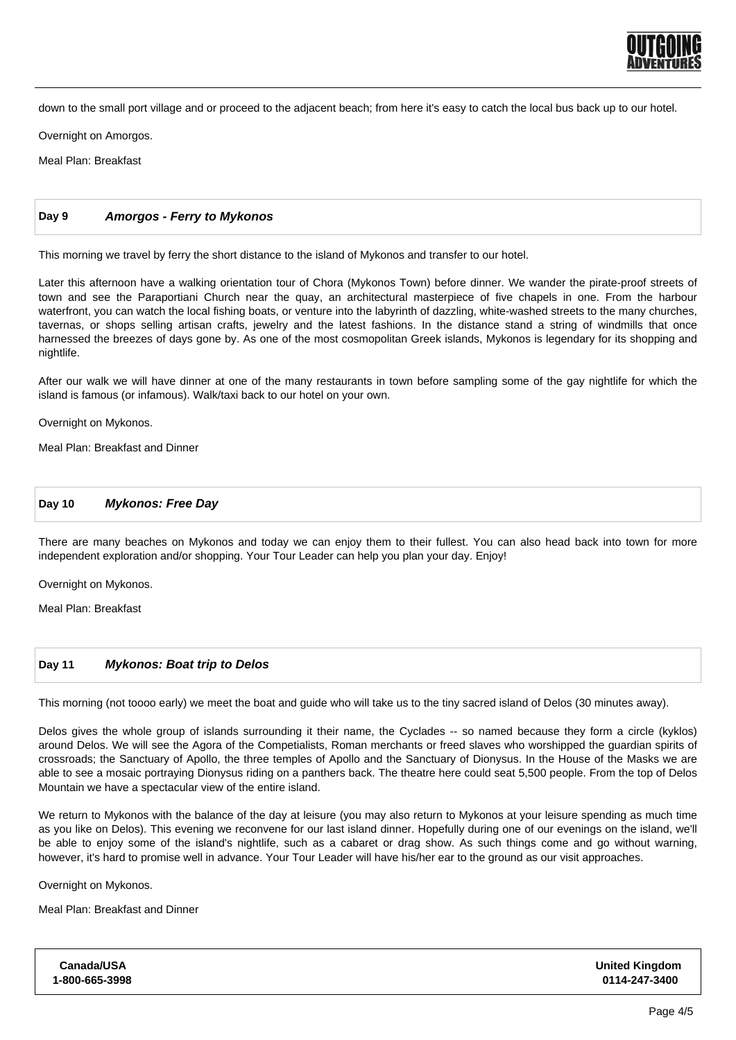down to the small port village and or proceed to the adjacent beach; from here it's easy to catch the local bus back up to our hotel.

Overnight on Amorgos.

Meal Plan: Breakfast

## Day 9 *Amorgos - Ferry to Mykonos*

This morning we travel by ferry the short distance to the island of Mykonos and transfer to our hotel.

Later this afternoon have a walking orientation tour of Chora (Mykonos Town) before dinner. We wander the pirate-proof streets of town and see the Paraportiani Church near the quay, an architectural masterpiece of five chapels in one. From the harbour waterfront, you can watch the local fishing boats, or venture into the labyrinth of dazzling, white-washed streets to the many churches, tavernas, or shops selling artisan crafts, jewelry and the latest fashions. In the distance stand a string of windmills that once harnessed the breezes of days gone by. As one of the most cosmopolitan Greek islands, Mykonos is legendary for its shopping and nightlife.

After our walk we will have dinner at one of the many restaurants in town before sampling some of the gay nightlife for which the island is famous (or infamous). Walk/taxi back to our hotel on your own.

Overnight on Mykonos.

Meal Plan: Breakfast and Dinner

## Day 10 *Mykonos: Free Day*

There are many beaches on Mykonos and today we can enjoy them to their fullest. You can also head back into town for more independent exploration and/or shopping. Your Tour Leader can help you plan your day. Enjoy!

Overnight on Mykonos.

Meal Plan: Breakfast

## Day 11 *Mykonos: Boat trip to Delos*

This morning (not toooo early) we meet the boat and guide who will take us to the tiny sacred island of Delos (30 minutes away).

Delos gives the whole group of islands surrounding it their name, the Cyclades -- so named because they form a circle (kyklos) around Delos. We will see the Agora of the Competialists, Roman merchants or freed slaves who worshipped the guardian spirits of crossroads; the Sanctuary of Apollo, the three temples of Apollo and the Sanctuary of Dionysus. In the House of the Masks we are able to see a mosaic portraying Dionysus riding on a panthers back. The theatre here could seat 5,500 people. From the top of Delos Mountain we have a spectacular view of the entire island.

We return to Mykonos with the balance of the day at leisure (you may also return to Mykonos at your leisure spending as much time as you like on Delos). This evening we reconvene for our last island dinner. Hopefully during one of our evenings on the island, we'll be able to enjoy some of the island's nightlife, such as a cabaret or drag show. As such things come and go without warning, however, it's hard to promise well in advance. Your Tour Leader will have his/her ear to the ground as our visit approaches.

Overnight on Mykonos.

Meal Plan: Breakfast and Dinner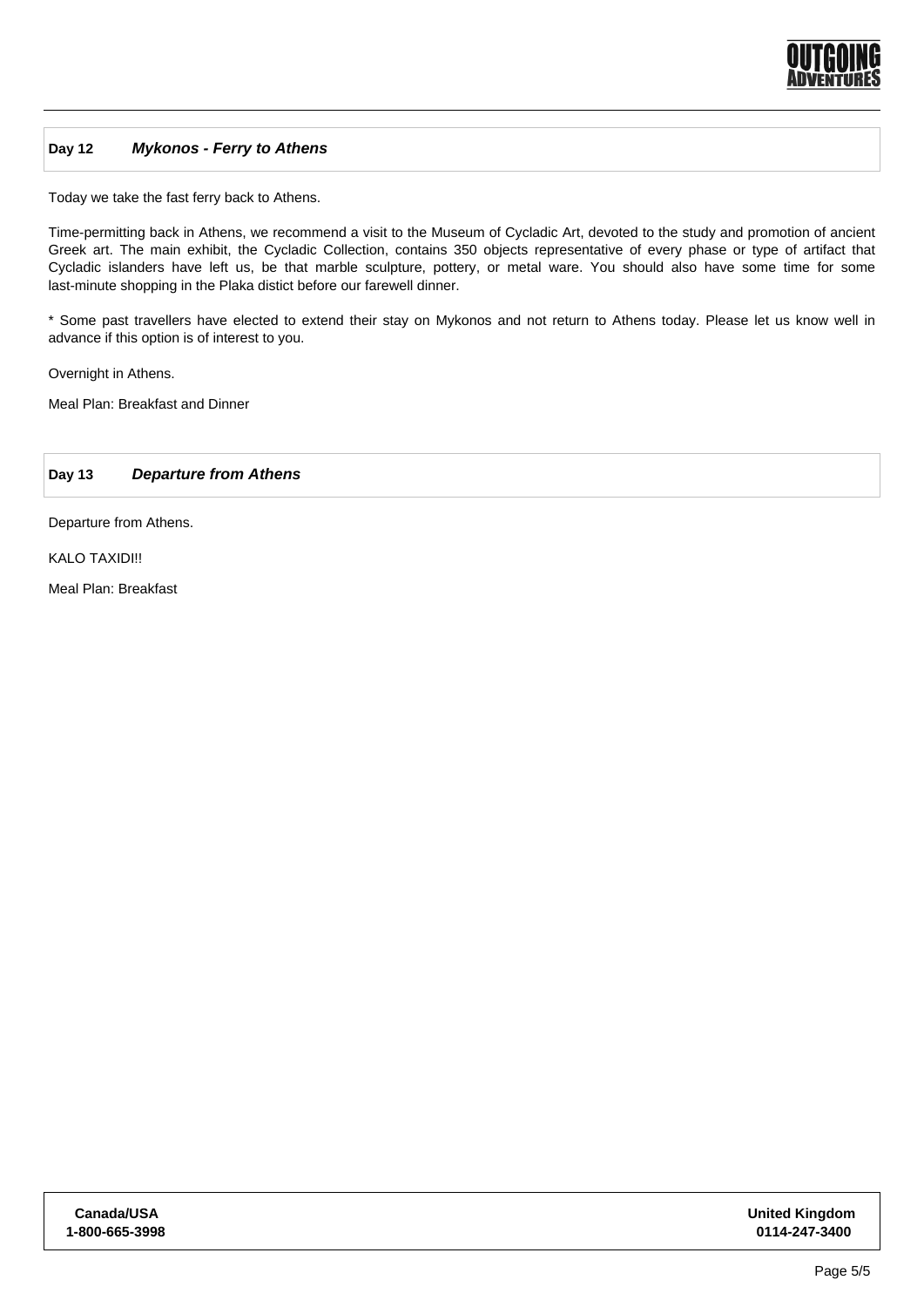## **Day 12** ***Mykonos - Ferry to Athens***

Today we take the fast ferry back to Athens.

Time-permitting back in Athens, we recommend a visit to the Museum of Cycladic Art, devoted to the study and promotion of ancient Greek art. The main exhibit, the Cycladic Collection, contains 350 objects representative of every phase or type of artifact that Cycladic islanders have left us, be that marble sculpture, pottery, or metal ware. You should also have some time for some last-minute shopping in the Plaka distict before our farewell dinner.

* Some past travellers have elected to extend their stay on Mykonos and not return to Athens today. Please let us know well in advance if this option is of interest to you.

Overnight in Athens.

Meal Plan: Breakfast and Dinner

## **Day 13** ***Departure from Athens***

Departure from Athens.

KALO TAXIDI!!

Meal Plan: Breakfast

**Canada/USA**
**1-800-665-3998**

**United Kingdom**
**0114-247-3400**